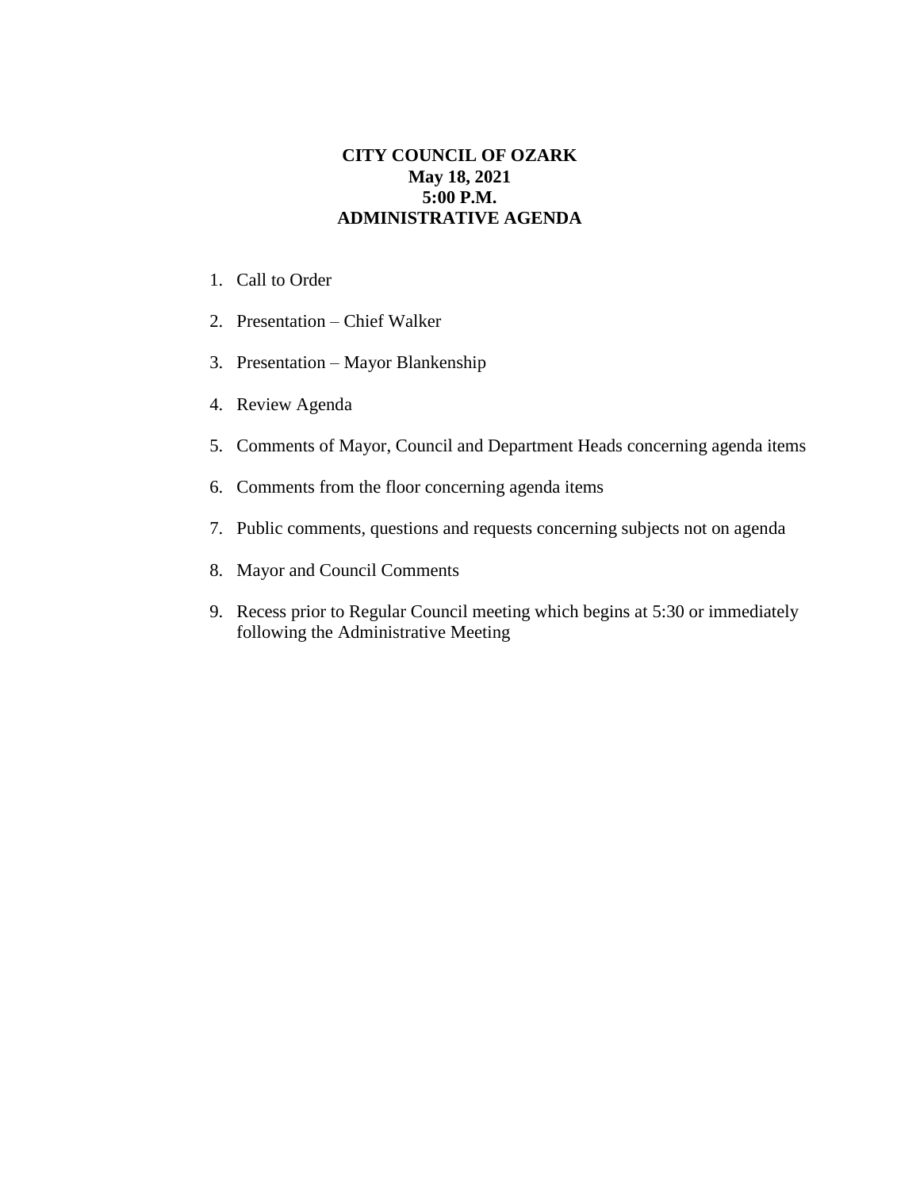# CITY COUNCIL OF OZARK
**May 18, 2021**
**5:00 P.M.**
**ADMINISTRATIVE AGENDA**

1. Call to Order
2. Presentation – Chief Walker
3. Presentation – Mayor Blankenship
4. Review Agenda
5. Comments of Mayor, Council and Department Heads concerning agenda items
6. Comments from the floor concerning agenda items
7. Public comments, questions and requests concerning subjects not on agenda
8. Mayor and Council Comments
9. Recess prior to Regular Council meeting which begins at 5:30 or immediately following the Administrative Meeting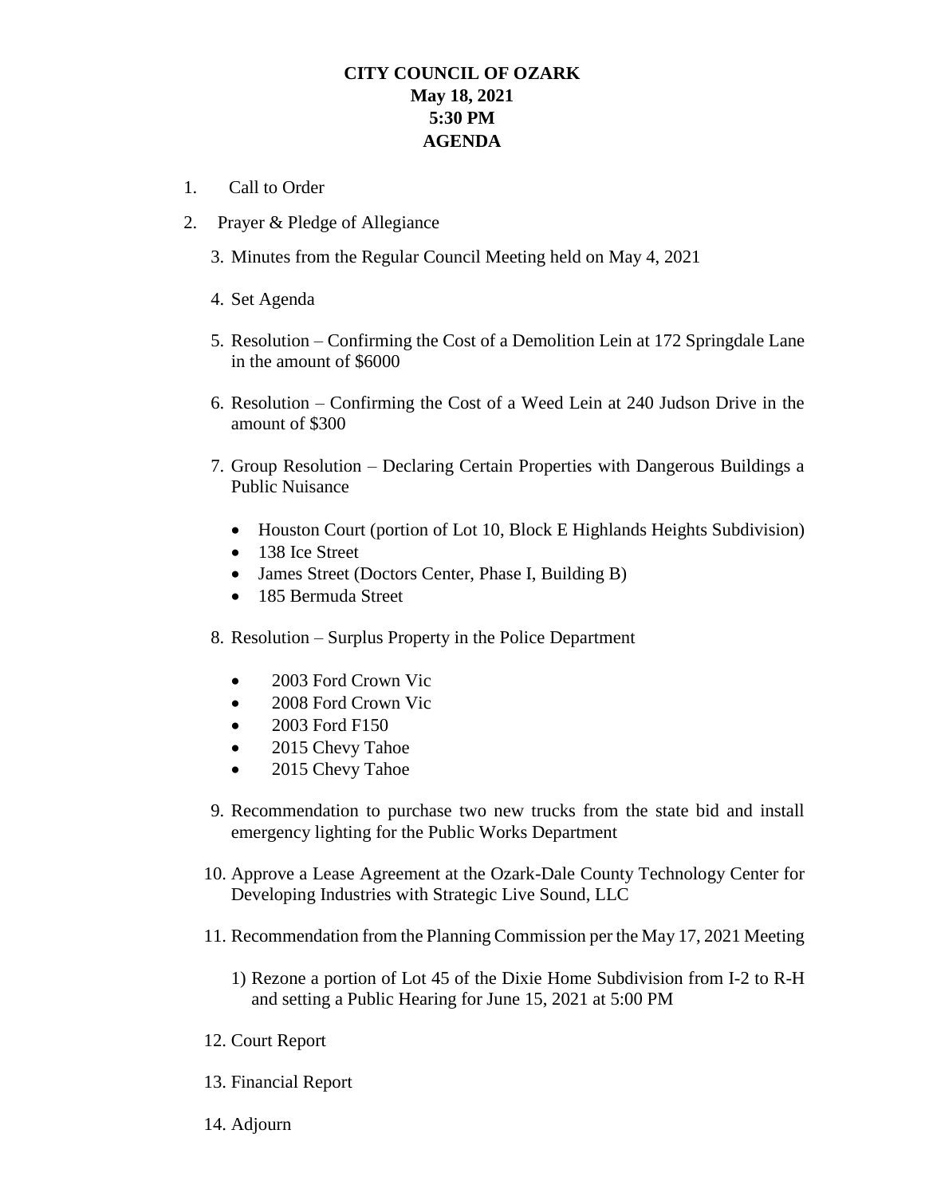# CITY COUNCIL OF OZARK
**May 18, 2021**
**5:30 PM**
**AGENDA**

1. Call to Order
2. Prayer & Pledge of Allegiance
3. Minutes from the Regular Council Meeting held on May 4, 2021
4. Set Agenda
5. Resolution – Confirming the Cost of a Demolition Lein at 172 Springdale Lane in the amount of $6000
6. Resolution – Confirming the Cost of a Weed Lein at 240 Judson Drive in the amount of $300
7. Group Resolution – Declaring Certain Properties with Dangerous Buildings a Public Nuisance
   - Houston Court (portion of Lot 10, Block E Highlands Heights Subdivision)
   - 138 Ice Street
   - James Street (Doctors Center, Phase I, Building B)
   - 185 Bermuda Street
8. Resolution – Surplus Property in the Police Department
   - 2003 Ford Crown Vic
   - 2008 Ford Crown Vic
   - 2003 Ford F150
   - 2015 Chevy Tahoe
   - 2015 Chevy Tahoe
9. Recommendation to purchase two new trucks from the state bid and install emergency lighting for the Public Works Department
10. Approve a Lease Agreement at the Ozark-Dale County Technology Center for Developing Industries with Strategic Live Sound, LLC
11. Recommendation from the Planning Commission per the May 17, 2021 Meeting
    1) Rezone a portion of Lot 45 of the Dixie Home Subdivision from I-2 to R-H and setting a Public Hearing for June 15, 2021 at 5:00 PM
12. Court Report
13. Financial Report
14. Adjourn